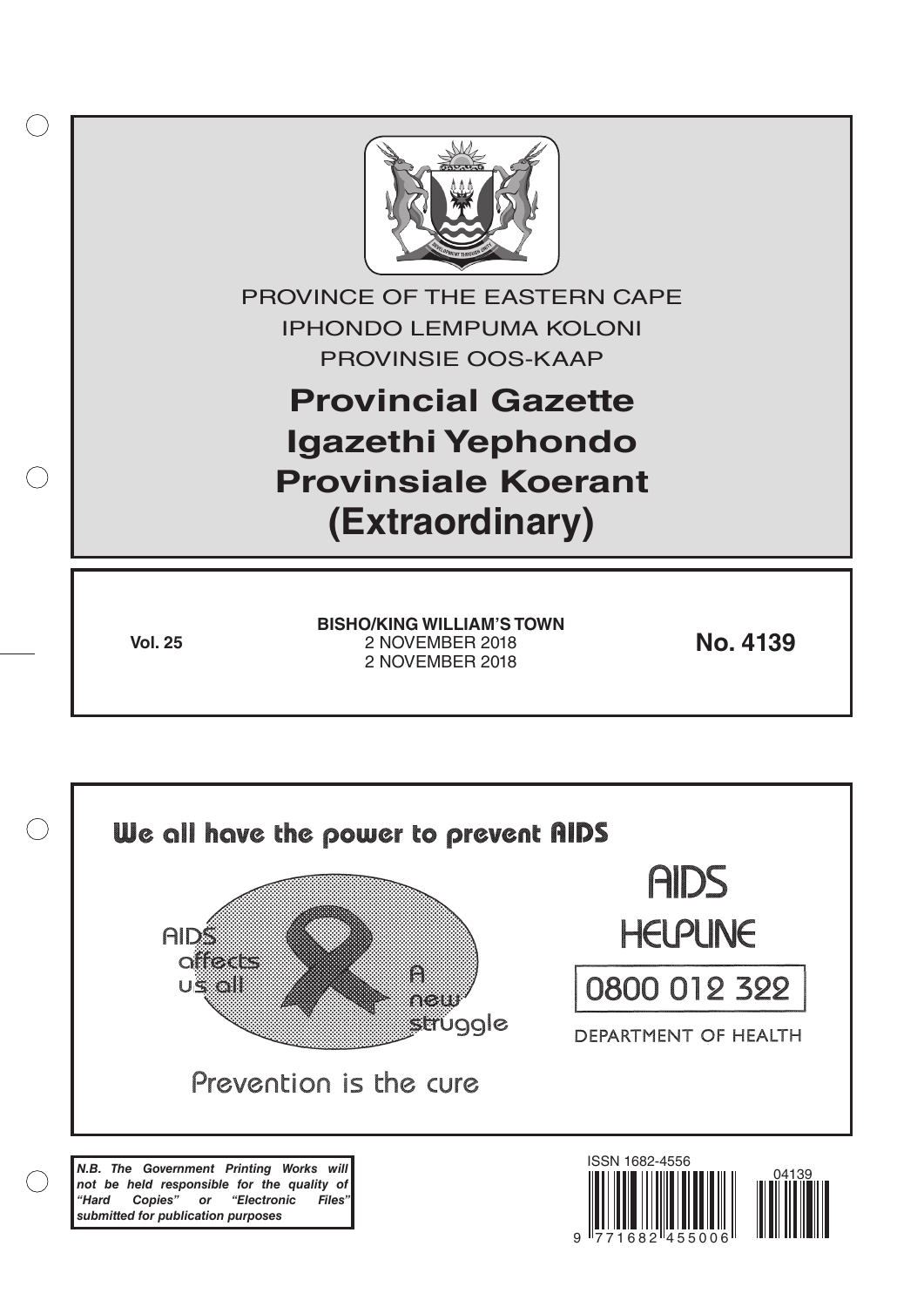PROVINCE OF THE EASTERN CAPE

IPHONDO LEMPUMA KOLONI

PROVINSIE OOS-KAAP

# Provincial Gazette
# Igazethi Yephondo
# Provinsiale Koerant
# (Extraordinary)

**Vol. 25**

**BISHO/KING WILLIAM'S TOWN**
2 NOVEMBER 2018
2 NOVEMBER 2018

**No. 4139**

We all have the power to prevent AIDS

AIDS affects us all

A new struggle

Prevention is the cure

AIDS HELPLINE

0800 012 322

DEPARTMENT OF HEALTH

***N.B. The Government Printing Works will not be held responsible for the quality of "Hard Copies" or "Electronic Files" submitted for publication purposes***

ISSN 1682-4556

9 771682 455006

04139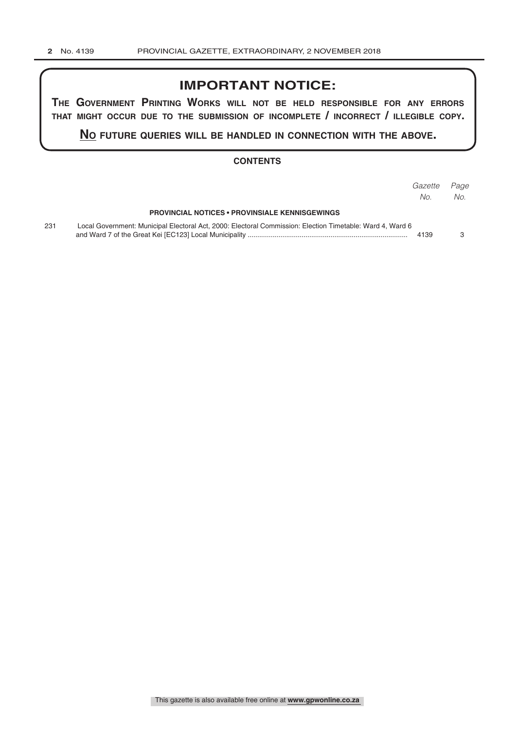# IMPORTANT NOTICE:

**THE GOVERNMENT PRINTING WORKS WILL NOT BE HELD RESPONSIBLE FOR ANY ERRORS THAT MIGHT OCCUR DUE TO THE SUBMISSION OF INCOMPLETE / INCORRECT / ILLEGIBLE COPY.**

**NO FUTURE QUERIES WILL BE HANDLED IN CONNECTION WITH THE ABOVE.**

## CONTENTS

| | | *Gazette No.* | *Page No.* |
|---|---|---|---|
| | **PROVINCIAL NOTICES • PROVINSIALE KENNISGEWINGS** | | |
| 231 | Local Government: Municipal Electoral Act, 2000: Electoral Commission: Election Timetable: Ward 4, Ward 6 and Ward 7 of the Great Kei [EC123] Local Municipality | 4139 | 3 |

This gazette is also available free online at **www.gpwonline.co.za**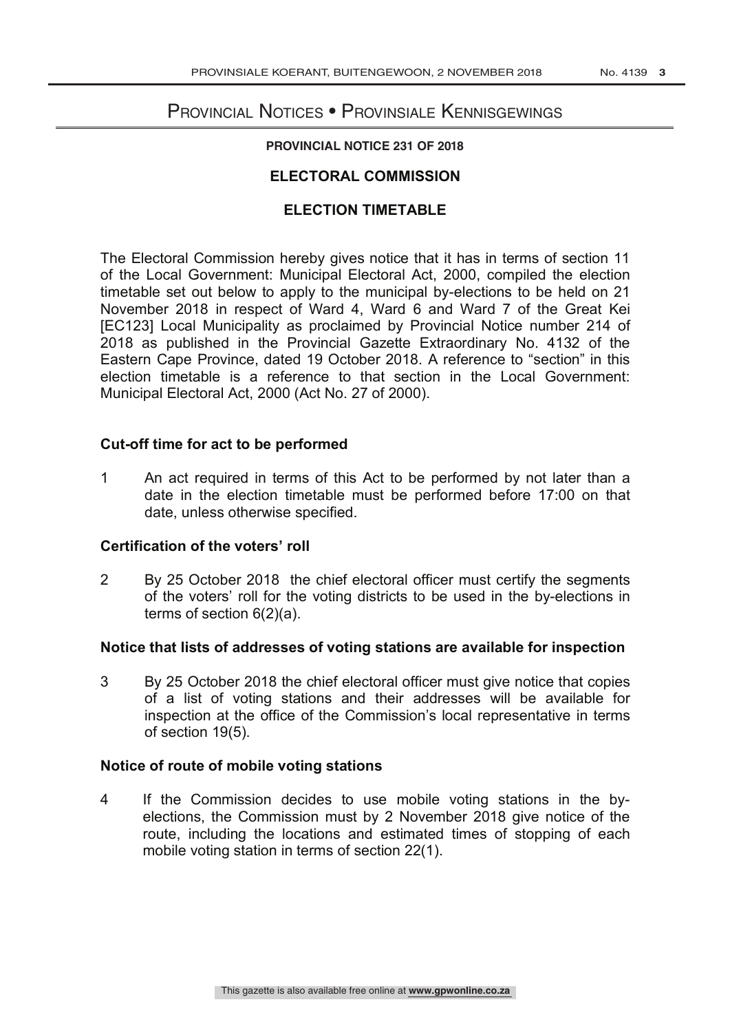# Provincial Notices • Provinsiale Kennisgewings

**PROVINCIAL NOTICE 231 OF 2018**

## ELECTORAL COMMISSION

## ELECTION TIMETABLE

The Electoral Commission hereby gives notice that it has in terms of section 11 of the Local Government: Municipal Electoral Act, 2000, compiled the election timetable set out below to apply to the municipal by-elections to be held on 21 November 2018 in respect of Ward 4, Ward 6 and Ward 7 of the Great Kei [EC123] Local Municipality as proclaimed by Provincial Notice number 214 of 2018 as published in the Provincial Gazette Extraordinary No. 4132 of the Eastern Cape Province, dated 19 October 2018. A reference to "section" in this election timetable is a reference to that section in the Local Government: Municipal Electoral Act, 2000 (Act No. 27 of 2000).

### Cut-off time for act to be performed

1 An act required in terms of this Act to be performed by not later than a date in the election timetable must be performed before 17:00 on that date, unless otherwise specified.

### Certification of the voters' roll

2 By 25 October 2018 the chief electoral officer must certify the segments of the voters' roll for the voting districts to be used in the by-elections in terms of section 6(2)(a).

### Notice that lists of addresses of voting stations are available for inspection

3 By 25 October 2018 the chief electoral officer must give notice that copies of a list of voting stations and their addresses will be available for inspection at the office of the Commission's local representative in terms of section 19(5).

### Notice of route of mobile voting stations

4 If the Commission decides to use mobile voting stations in the by-elections, the Commission must by 2 November 2018 give notice of the route, including the locations and estimated times of stopping of each mobile voting station in terms of section 22(1).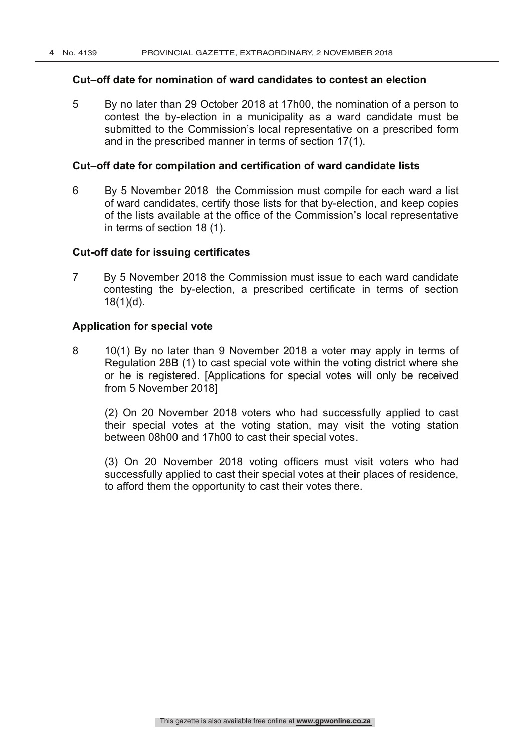### Cut–off date for nomination of ward candidates to contest an election

5 By no later than 29 October 2018 at 17h00, the nomination of a person to contest the by-election in a municipality as a ward candidate must be submitted to the Commission's local representative on a prescribed form and in the prescribed manner in terms of section 17(1).

### Cut–off date for compilation and certification of ward candidate lists

6 By 5 November 2018 the Commission must compile for each ward a list of ward candidates, certify those lists for that by-election, and keep copies of the lists available at the office of the Commission's local representative in terms of section 18 (1).

### Cut-off date for issuing certificates

7 By 5 November 2018 the Commission must issue to each ward candidate contesting the by-election, a prescribed certificate in terms of section 18(1)(d).

### Application for special vote

8 10(1) By no later than 9 November 2018 a voter may apply in terms of Regulation 28B (1) to cast special vote within the voting district where she or he is registered. [Applications for special votes will only be received from 5 November 2018]

(2) On 20 November 2018 voters who had successfully applied to cast their special votes at the voting station, may visit the voting station between 08h00 and 17h00 to cast their special votes.

(3) On 20 November 2018 voting officers must visit voters who had successfully applied to cast their special votes at their places of residence, to afford them the opportunity to cast their votes there.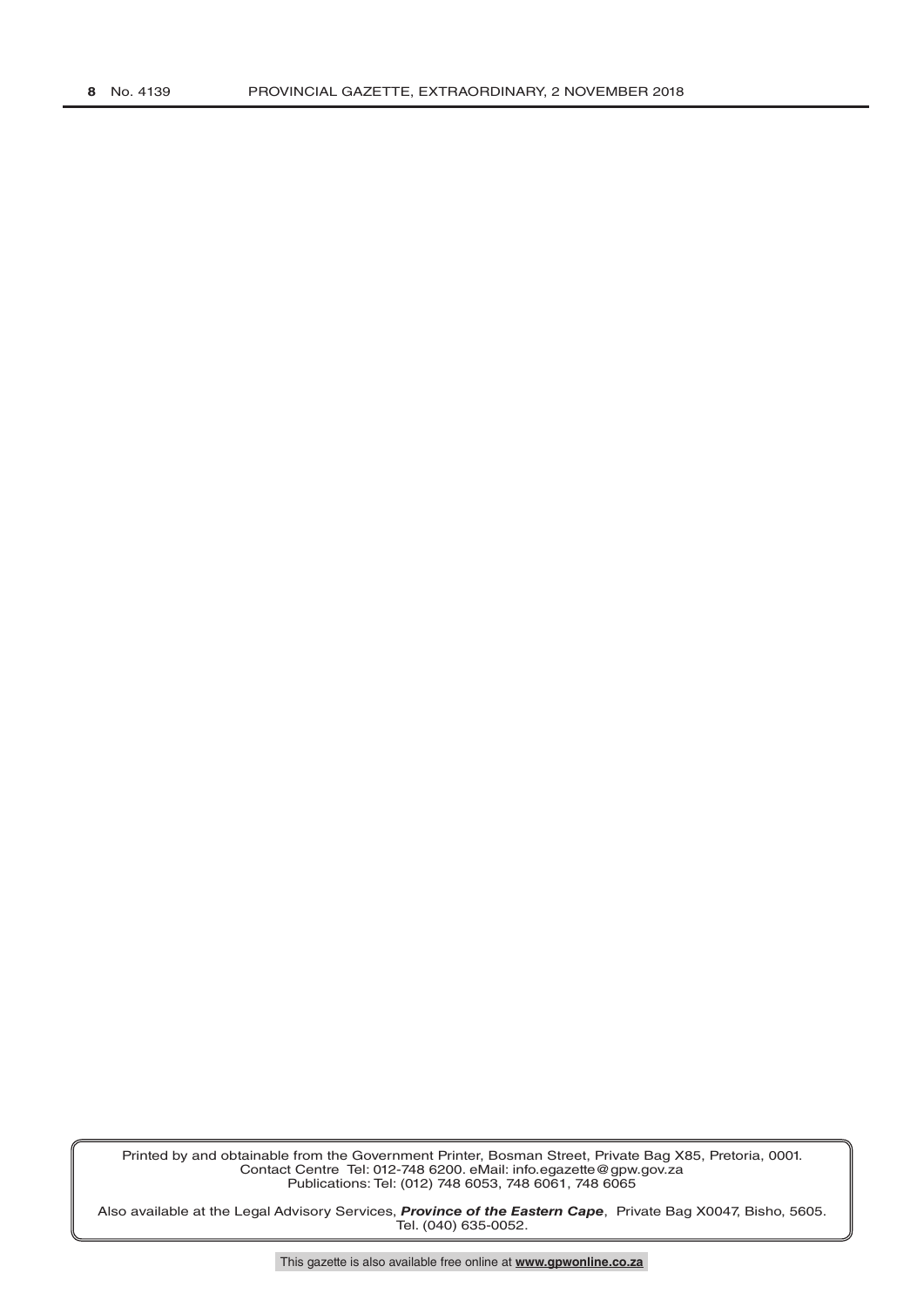Printed by and obtainable from the Government Printer, Bosman Street, Private Bag X85, Pretoria, 0001.
Contact Centre Tel: 012-748 6200. eMail: info.egazette@gpw.gov.za
Publications: Tel: (012) 748 6053, 748 6061, 748 6065

Also available at the Legal Advisory Services, ***Province of the Eastern Cape***, Private Bag X0047, Bisho, 5605.
Tel. (040) 635-0052.

This gazette is also available free online at **www.gpwonline.co.za**